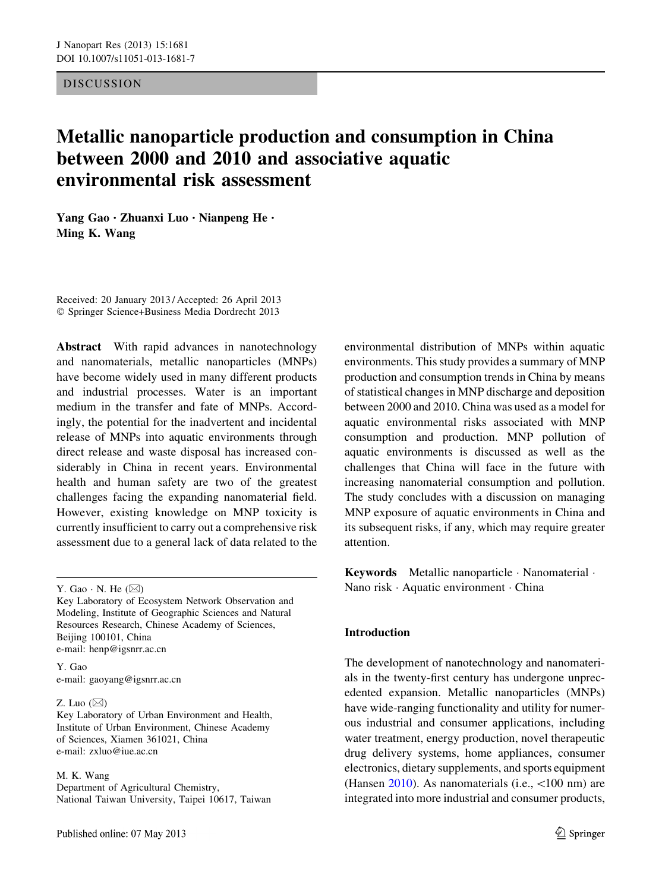DISCUSSION

# Metallic nanoparticle production and consumption in China between 2000 and 2010 and associative aquatic environmental risk assessment

**Yang Gao · Zhuanxi Luo · Nianpeng He · Ming K. Wang**

Received: 20 January 2013 / Accepted: 26 April 2013
© Springer Science+Business Media Dordrecht 2013

**Abstract** With rapid advances in nanotechnology and nanomaterials, metallic nanoparticles (MNPs) have become widely used in many different products and industrial processes. Water is an important medium in the transfer and fate of MNPs. Accordingly, the potential for the inadvertent and incidental release of MNPs into aquatic environments through direct release and waste disposal has increased considerably in China in recent years. Environmental health and human safety are two of the greatest challenges facing the expanding nanomaterial field. However, existing knowledge on MNP toxicity is currently insufficient to carry out a comprehensive risk assessment due to a general lack of data related to the environmental distribution of MNPs within aquatic environments. This study provides a summary of MNP production and consumption trends in China by means of statistical changes in MNP discharge and deposition between 2000 and 2010. China was used as a model for aquatic environmental risks associated with MNP consumption and production. MNP pollution of aquatic environments is discussed as well as the challenges that China will face in the future with increasing nanomaterial consumption and pollution. The study concludes with a discussion on managing MNP exposure of aquatic environments in China and its subsequent risks, if any, which may require greater attention.

**Keywords** Metallic nanoparticle · Nanomaterial · Nano risk · Aquatic environment · China

Y. Gao · N. He (✉)
Key Laboratory of Ecosystem Network Observation and Modeling, Institute of Geographic Sciences and Natural Resources Research, Chinese Academy of Sciences, Beijing 100101, China
e-mail: henp@igsnrr.ac.cn

Y. Gao
e-mail: gaoyang@igsnrr.ac.cn

Z. Luo (✉)
Key Laboratory of Urban Environment and Health, Institute of Urban Environment, Chinese Academy of Sciences, Xiamen 361021, China
e-mail: zxluo@iue.ac.cn

M. K. Wang
Department of Agricultural Chemistry, National Taiwan University, Taipei 10617, Taiwan

## Introduction

The development of nanotechnology and nanomaterials in the twenty-first century has undergone unprecedented expansion. Metallic nanoparticles (MNPs) have wide-ranging functionality and utility for numerous industrial and consumer applications, including water treatment, energy production, novel therapeutic drug delivery systems, home appliances, consumer electronics, dietary supplements, and sports equipment (Hansen 2010). As nanomaterials (i.e., <100 nm) are integrated into more industrial and consumer products,

Published online: 07 May 2013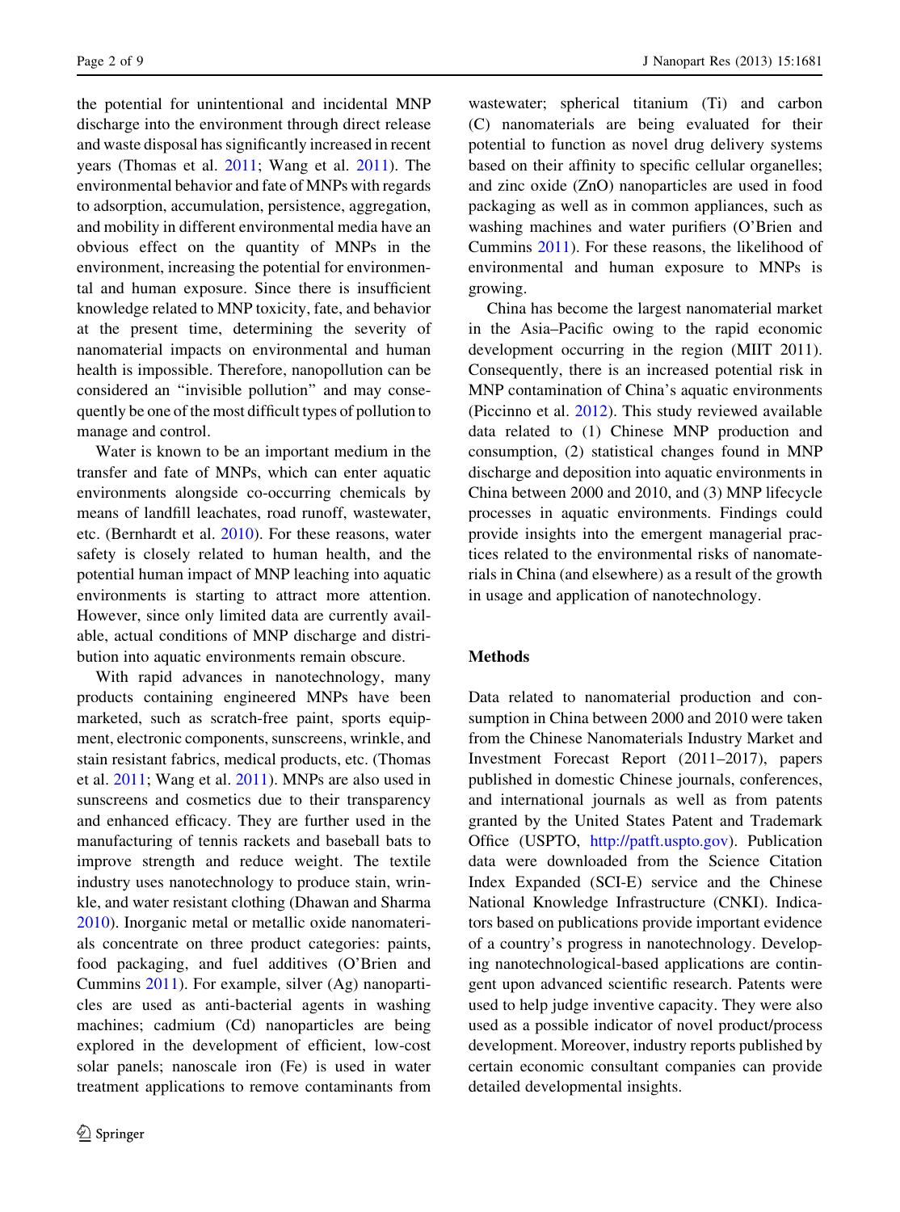the potential for unintentional and incidental MNP discharge into the environment through direct release and waste disposal has significantly increased in recent years (Thomas et al. 2011; Wang et al. 2011). The environmental behavior and fate of MNPs with regards to adsorption, accumulation, persistence, aggregation, and mobility in different environmental media have an obvious effect on the quantity of MNPs in the environment, increasing the potential for environmental and human exposure. Since there is insufficient knowledge related to MNP toxicity, fate, and behavior at the present time, determining the severity of nanomaterial impacts on environmental and human health is impossible. Therefore, nanopollution can be considered an "invisible pollution" and may consequently be one of the most difficult types of pollution to manage and control.

Water is known to be an important medium in the transfer and fate of MNPs, which can enter aquatic environments alongside co-occurring chemicals by means of landfill leachates, road runoff, wastewater, etc. (Bernhardt et al. 2010). For these reasons, water safety is closely related to human health, and the potential human impact of MNP leaching into aquatic environments is starting to attract more attention. However, since only limited data are currently available, actual conditions of MNP discharge and distribution into aquatic environments remain obscure.

With rapid advances in nanotechnology, many products containing engineered MNPs have been marketed, such as scratch-free paint, sports equipment, electronic components, sunscreens, wrinkle, and stain resistant fabrics, medical products, etc. (Thomas et al. 2011; Wang et al. 2011). MNPs are also used in sunscreens and cosmetics due to their transparency and enhanced efficacy. They are further used in the manufacturing of tennis rackets and baseball bats to improve strength and reduce weight. The textile industry uses nanotechnology to produce stain, wrinkle, and water resistant clothing (Dhawan and Sharma 2010). Inorganic metal or metallic oxide nanomaterials concentrate on three product categories: paints, food packaging, and fuel additives (O'Brien and Cummins 2011). For example, silver (Ag) nanoparticles are used as anti-bacterial agents in washing machines; cadmium (Cd) nanoparticles are being explored in the development of efficient, low-cost solar panels; nanoscale iron (Fe) is used in water treatment applications to remove contaminants from wastewater; spherical titanium (Ti) and carbon (C) nanomaterials are being evaluated for their potential to function as novel drug delivery systems based on their affinity to specific cellular organelles; and zinc oxide (ZnO) nanoparticles are used in food packaging as well as in common appliances, such as washing machines and water purifiers (O'Brien and Cummins 2011). For these reasons, the likelihood of environmental and human exposure to MNPs is growing.

China has become the largest nanomaterial market in the Asia–Pacific owing to the rapid economic development occurring in the region (MIIT 2011). Consequently, there is an increased potential risk in MNP contamination of China's aquatic environments (Piccinno et al. 2012). This study reviewed available data related to (1) Chinese MNP production and consumption, (2) statistical changes found in MNP discharge and deposition into aquatic environments in China between 2000 and 2010, and (3) MNP lifecycle processes in aquatic environments. Findings could provide insights into the emergent managerial practices related to the environmental risks of nanomaterials in China (and elsewhere) as a result of the growth in usage and application of nanotechnology.

## Methods

Data related to nanomaterial production and consumption in China between 2000 and 2010 were taken from the Chinese Nanomaterials Industry Market and Investment Forecast Report (2011–2017), papers published in domestic Chinese journals, conferences, and international journals as well as from patents granted by the United States Patent and Trademark Office (USPTO, http://patft.uspto.gov). Publication data were downloaded from the Science Citation Index Expanded (SCI-E) service and the Chinese National Knowledge Infrastructure (CNKI). Indicators based on publications provide important evidence of a country's progress in nanotechnology. Developing nanotechnological-based applications are contingent upon advanced scientific research. Patents were used to help judge inventive capacity. They were also used as a possible indicator of novel product/process development. Moreover, industry reports published by certain economic consultant companies can provide detailed developmental insights.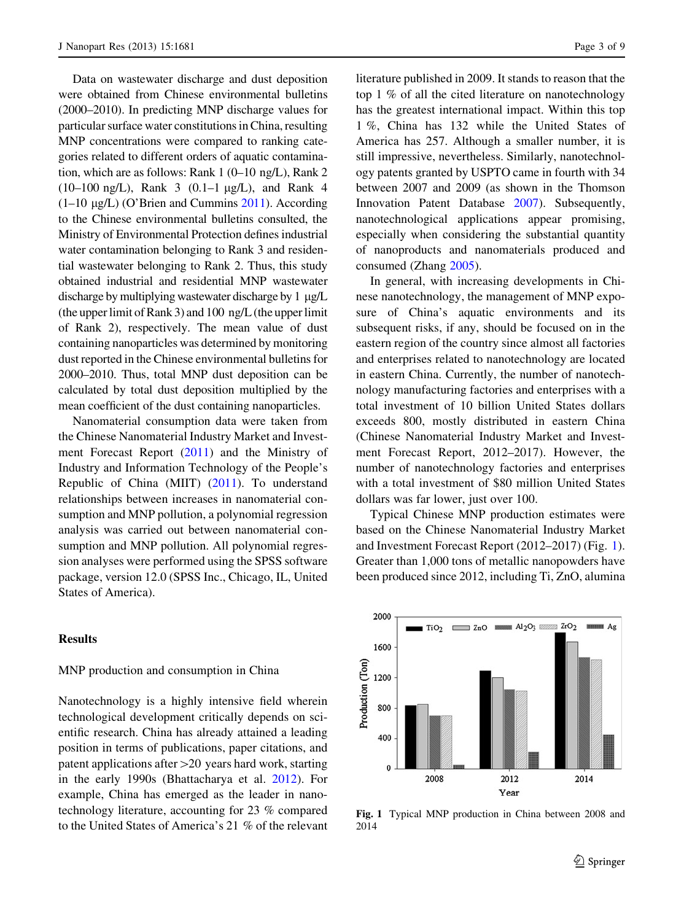Data on wastewater discharge and dust deposition were obtained from Chinese environmental bulletins (2000–2010). In predicting MNP discharge values for particular surface water constitutions in China, resulting MNP concentrations were compared to ranking categories related to different orders of aquatic contamination, which are as follows: Rank 1 (0–10 ng/L), Rank 2 (10–100 ng/L), Rank 3 (0.1–1 μg/L), and Rank 4 (1–10 μg/L) (O'Brien and Cummins 2011). According to the Chinese environmental bulletins consulted, the Ministry of Environmental Protection defines industrial water contamination belonging to Rank 3 and residential wastewater belonging to Rank 2. Thus, this study obtained industrial and residential MNP wastewater discharge by multiplying wastewater discharge by 1 μg/L (the upper limit of Rank 3) and 100 ng/L (the upper limit of Rank 2), respectively. The mean value of dust containing nanoparticles was determined by monitoring dust reported in the Chinese environmental bulletins for 2000–2010. Thus, total MNP dust deposition can be calculated by total dust deposition multiplied by the mean coefficient of the dust containing nanoparticles.

Nanomaterial consumption data were taken from the Chinese Nanomaterial Industry Market and Investment Forecast Report (2011) and the Ministry of Industry and Information Technology of the People's Republic of China (MIIT) (2011). To understand relationships between increases in nanomaterial consumption and MNP pollution, a polynomial regression analysis was carried out between nanomaterial consumption and MNP pollution. All polynomial regression analyses were performed using the SPSS software package, version 12.0 (SPSS Inc., Chicago, IL, United States of America).

## Results

### MNP production and consumption in China

Nanotechnology is a highly intensive field wherein technological development critically depends on scientific research. China has already attained a leading position in terms of publications, paper citations, and patent applications after >20 years hard work, starting in the early 1990s (Bhattacharya et al. 2012). For example, China has emerged as the leader in nanotechnology literature, accounting for 23 % compared to the United States of America's 21 % of the relevant literature published in 2009. It stands to reason that the top 1 % of all the cited literature on nanotechnology has the greatest international impact. Within this top 1 %, China has 132 while the United States of America has 257. Although a smaller number, it is still impressive, nevertheless. Similarly, nanotechnology patents granted by USPTO came in fourth with 34 between 2007 and 2009 (as shown in the Thomson Innovation Patent Database 2007). Subsequently, nanotechnological applications appear promising, especially when considering the substantial quantity of nanoproducts and nanomaterials produced and consumed (Zhang 2005).

In general, with increasing developments in Chinese nanotechnology, the management of MNP exposure of China's aquatic environments and its subsequent risks, if any, should be focused on in the eastern region of the country since almost all factories and enterprises related to nanotechnology are located in eastern China. Currently, the number of nanotechnology manufacturing factories and enterprises with a total investment of 10 billion United States dollars exceeds 800, mostly distributed in eastern China (Chinese Nanomaterial Industry Market and Investment Forecast Report, 2012–2017). However, the number of nanotechnology factories and enterprises with a total investment of $80 million United States dollars was far lower, just over 100.

Typical Chinese MNP production estimates were based on the Chinese Nanomaterial Industry Market and Investment Forecast Report (2012–2017) (Fig. 1). Greater than 1,000 tons of metallic nanopowders have been produced since 2012, including Ti, ZnO, alumina

**Fig. 1** Typical MNP production in China between 2008 and 2014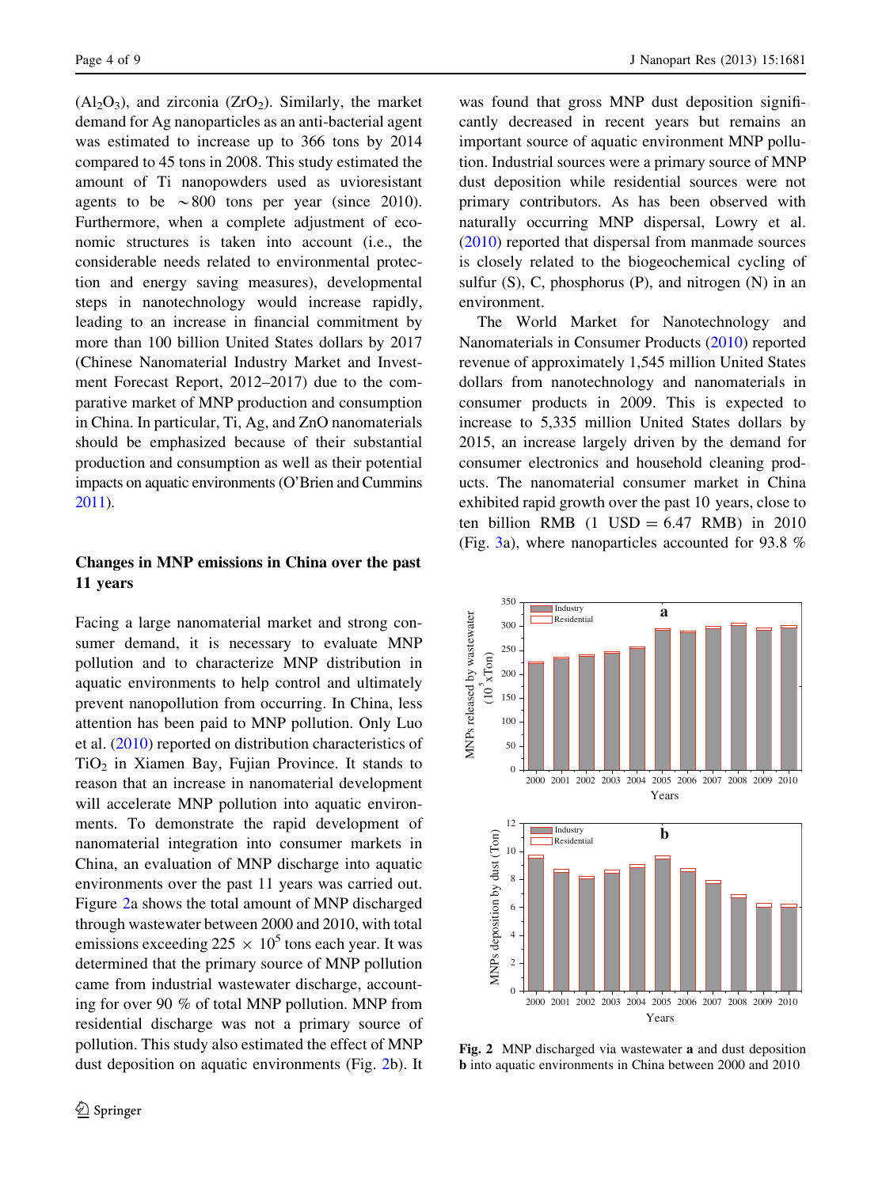($Al_2O_3$), and zirconia ($ZrO_2$). Similarly, the market demand for Ag nanoparticles as an anti-bacterial agent was estimated to increase up to 366 tons by 2014 compared to 45 tons in 2008. This study estimated the amount of Ti nanopowders used as uvioresistant agents to be ~800 tons per year (since 2010). Furthermore, when a complete adjustment of economic structures is taken into account (i.e., the considerable needs related to environmental protection and energy saving measures), developmental steps in nanotechnology would increase rapidly, leading to an increase in financial commitment by more than 100 billion United States dollars by 2017 (Chinese Nanomaterial Industry Market and Investment Forecast Report, 2012–2017) due to the comparative market of MNP production and consumption in China. In particular, Ti, Ag, and ZnO nanomaterials should be emphasized because of their substantial production and consumption as well as their potential impacts on aquatic environments (O'Brien and Cummins 2011).

## Changes in MNP emissions in China over the past 11 years

Facing a large nanomaterial market and strong consumer demand, it is necessary to evaluate MNP pollution and to characterize MNP distribution in aquatic environments to help control and ultimately prevent nanopollution from occurring. In China, less attention has been paid to MNP pollution. Only Luo et al. (2010) reported on distribution characteristics of $TiO_2$ in Xiamen Bay, Fujian Province. It stands to reason that an increase in nanomaterial development will accelerate MNP pollution into aquatic environments. To demonstrate the rapid development of nanomaterial integration into consumer markets in China, an evaluation of MNP discharge into aquatic environments over the past 11 years was carried out. Figure 2a shows the total amount of MNP discharged through wastewater between 2000 and 2010, with total emissions exceeding $225 \times 10^5$ tons each year. It was determined that the primary source of MNP pollution came from industrial wastewater discharge, accounting for over 90 % of total MNP pollution. MNP from residential discharge was not a primary source of pollution. This study also estimated the effect of MNP dust deposition on aquatic environments (Fig. 2b). It was found that gross MNP dust deposition significantly decreased in recent years but remains an important source of aquatic environment MNP pollution. Industrial sources were a primary source of MNP dust deposition while residential sources were not primary contributors. As has been observed with naturally occurring MNP dispersal, Lowry et al. (2010) reported that dispersal from manmade sources is closely related to the biogeochemical cycling of sulfur (S), C, phosphorus (P), and nitrogen (N) in an environment.

The World Market for Nanotechnology and Nanomaterials in Consumer Products (2010) reported revenue of approximately 1,545 million United States dollars from nanotechnology and nanomaterials in consumer products in 2009. This is expected to increase to 5,335 million United States dollars by 2015, an increase largely driven by the demand for consumer electronics and household cleaning products. The nanomaterial consumer market in China exhibited rapid growth over the past 10 years, close to ten billion RMB (1 USD = 6.47 RMB) in 2010 (Fig. 3a), where nanoparticles accounted for 93.8 %

**Fig. 2** MNP discharged via wastewater **a** and dust deposition **b** into aquatic environments in China between 2000 and 2010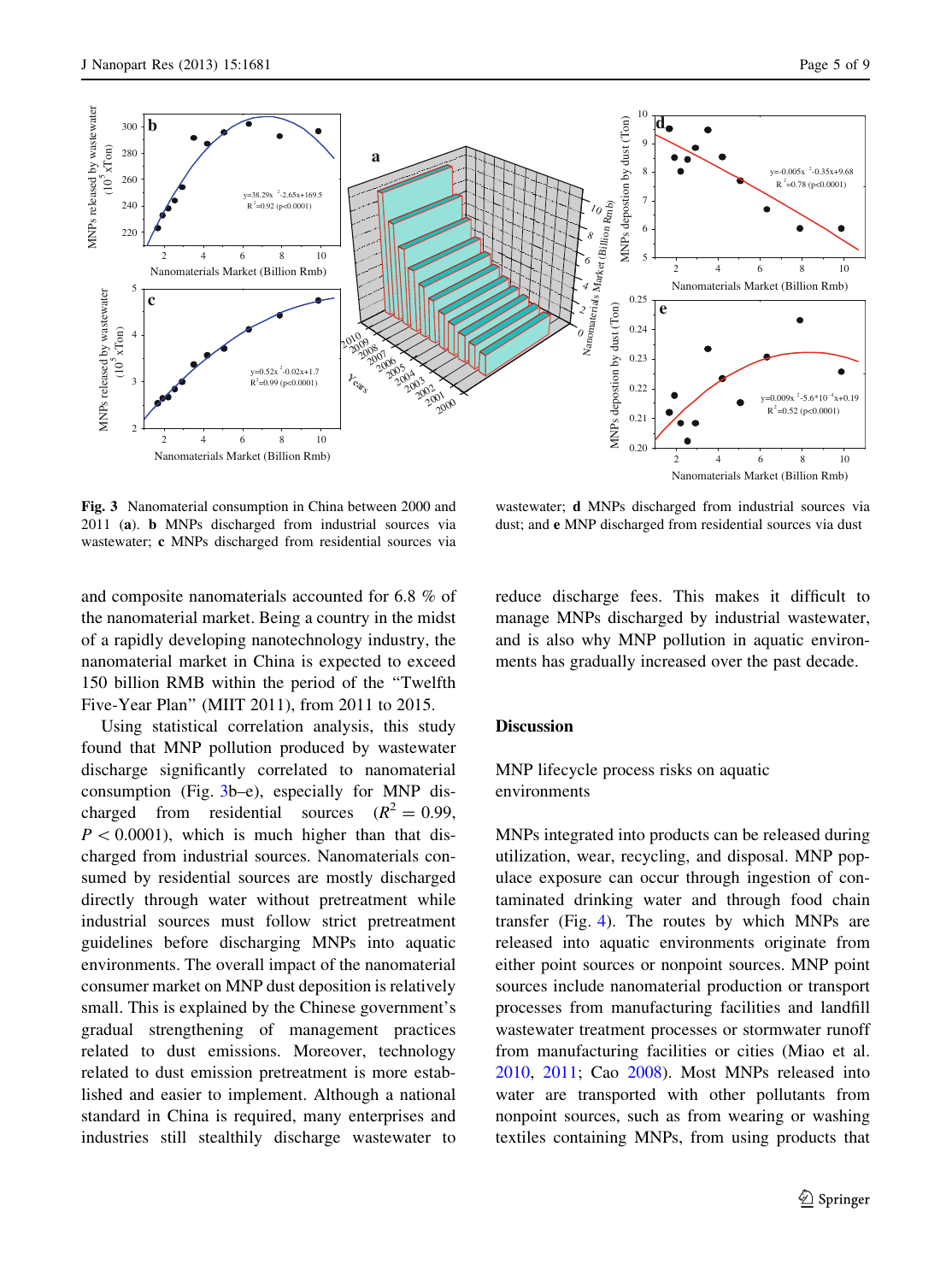**Fig. 3** Nanomaterial consumption in China between 2000 and 2011 (**a**). **b** MNPs discharged from industrial sources via wastewater; **c** MNPs discharged from residential sources via wastewater; **d** MNPs discharged from industrial sources via dust; and **e** MNP discharged from residential sources via dust

and composite nanomaterials accounted for 6.8 % of the nanomaterial market. Being a country in the midst of a rapidly developing nanotechnology industry, the nanomaterial market in China is expected to exceed 150 billion RMB within the period of the "Twelfth Five-Year Plan" (MIIT 2011), from 2011 to 2015.

Using statistical correlation analysis, this study found that MNP pollution produced by wastewater discharge significantly correlated to nanomaterial consumption (Fig. 3b–e), especially for MNP discharged from residential sources ($R^2 = 0.99$, $P < 0.0001$), which is much higher than that discharged from industrial sources. Nanomaterials consumed by residential sources are mostly discharged directly through water without pretreatment while industrial sources must follow strict pretreatment guidelines before discharging MNPs into aquatic environments. The overall impact of the nanomaterial consumer market on MNP dust deposition is relatively small. This is explained by the Chinese government's gradual strengthening of management practices related to dust emissions. Moreover, technology related to dust emission pretreatment is more established and easier to implement. Although a national standard in China is required, many enterprises and industries still stealthily discharge wastewater to reduce discharge fees. This makes it difficult to manage MNPs discharged by industrial wastewater, and is also why MNP pollution in aquatic environments has gradually increased over the past decade.

## Discussion

### MNP lifecycle process risks on aquatic environments

MNPs integrated into products can be released during utilization, wear, recycling, and disposal. MNP populace exposure can occur through ingestion of contaminated drinking water and through food chain transfer (Fig. 4). The routes by which MNPs are released into aquatic environments originate from either point sources or nonpoint sources. MNP point sources include nanomaterial production or transport processes from manufacturing facilities and landfill wastewater treatment processes or stormwater runoff from manufacturing facilities or cities (Miao et al. 2010, 2011; Cao 2008). Most MNPs released into water are transported with other pollutants from nonpoint sources, such as from wearing or washing textiles containing MNPs, from using products that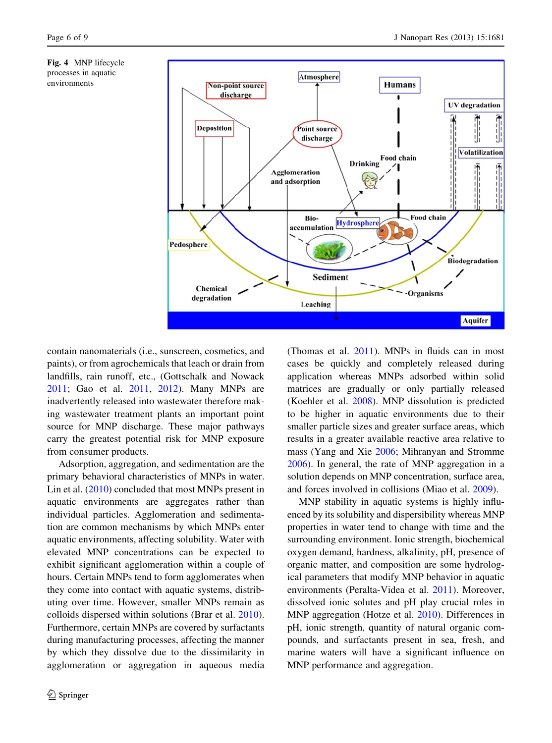**Fig. 4** MNP lifecycle processes in aquatic environments

contain nanomaterials (i.e., sunscreen, cosmetics, and paints), or from agrochemicals that leach or drain from landfills, rain runoff, etc., (Gottschalk and Nowack 2011; Gao et al. 2011, 2012). Many MNPs are inadvertently released into wastewater therefore making wastewater treatment plants an important point source for MNP discharge. These major pathways carry the greatest potential risk for MNP exposure from consumer products.

Adsorption, aggregation, and sedimentation are the primary behavioral characteristics of MNPs in water. Lin et al. (2010) concluded that most MNPs present in aquatic environments are aggregates rather than individual particles. Agglomeration and sedimentation are common mechanisms by which MNPs enter aquatic environments, affecting solubility. Water with elevated MNP concentrations can be expected to exhibit significant agglomeration within a couple of hours. Certain MNPs tend to form agglomerates when they come into contact with aquatic systems, distributing over time. However, smaller MNPs remain as colloids dispersed within solutions (Brar et al. 2010). Furthermore, certain MNPs are covered by surfactants during manufacturing processes, affecting the manner by which they dissolve due to the dissimilarity in agglomeration or aggregation in aqueous media (Thomas et al. 2011). MNPs in fluids can in most cases be quickly and completely released during application whereas MNPs adsorbed within solid matrices are gradually or only partially released (Koehler et al. 2008). MNP dissolution is predicted to be higher in aquatic environments due to their smaller particle sizes and greater surface areas, which results in a greater available reactive area relative to mass (Yang and Xie 2006; Mihranyan and Stromme 2006). In general, the rate of MNP aggregation in a solution depends on MNP concentration, surface area, and forces involved in collisions (Miao et al. 2009).

MNP stability in aquatic systems is highly influenced by its solubility and dispersibility whereas MNP properties in water tend to change with time and the surrounding environment. Ionic strength, biochemical oxygen demand, hardness, alkalinity, pH, presence of organic matter, and composition are some hydrological parameters that modify MNP behavior in aquatic environments (Peralta-Videa et al. 2011). Moreover, dissolved ionic solutes and pH play crucial roles in MNP aggregation (Hotze et al. 2010). Differences in pH, ionic strength, quantity of natural organic compounds, and surfactants present in sea, fresh, and marine waters will have a significant influence on MNP performance and aggregation.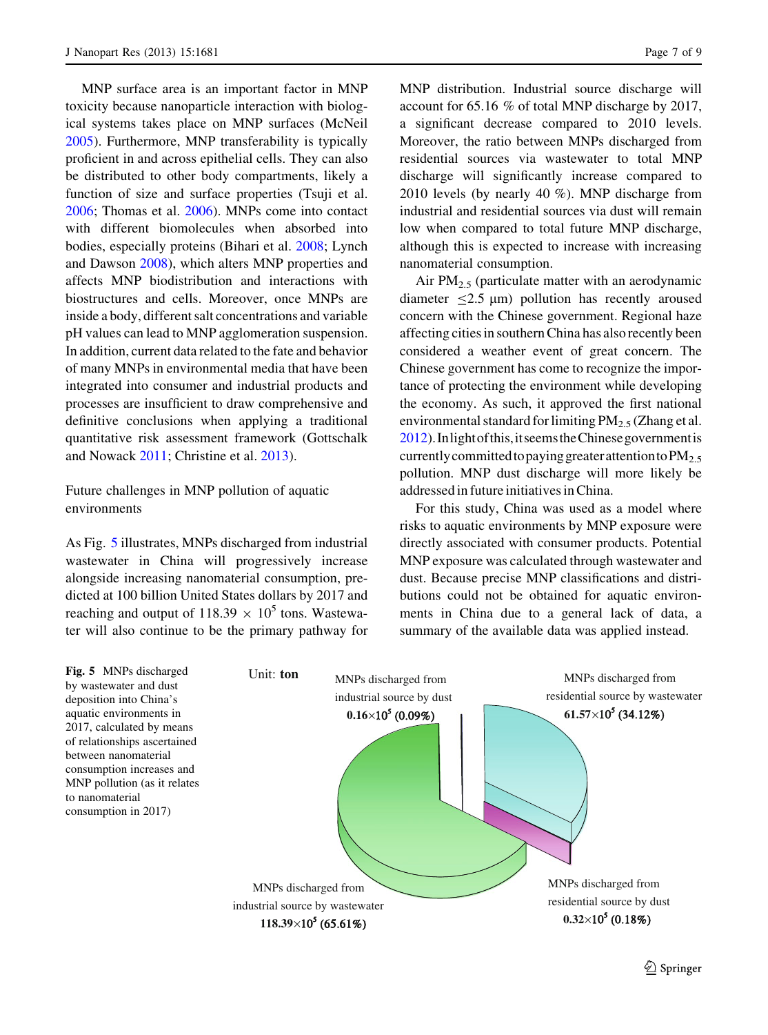MNP surface area is an important factor in MNP toxicity because nanoparticle interaction with biological systems takes place on MNP surfaces (McNeil 2005). Furthermore, MNP transferability is typically proficient in and across epithelial cells. They can also be distributed to other body compartments, likely a function of size and surface properties (Tsuji et al. 2006; Thomas et al. 2006). MNPs come into contact with different biomolecules when absorbed into bodies, especially proteins (Bihari et al. 2008; Lynch and Dawson 2008), which alters MNP properties and affects MNP biodistribution and interactions with biostructures and cells. Moreover, once MNPs are inside a body, different salt concentrations and variable pH values can lead to MNP agglomeration suspension. In addition, current data related to the fate and behavior of many MNPs in environmental media that have been integrated into consumer and industrial products and processes are insufficient to draw comprehensive and definitive conclusions when applying a traditional quantitative risk assessment framework (Gottschalk and Nowack 2011; Christine et al. 2013).

## Future challenges in MNP pollution of aquatic environments

As Fig. 5 illustrates, MNPs discharged from industrial wastewater in China will progressively increase alongside increasing nanomaterial consumption, predicted at 100 billion United States dollars by 2017 and reaching and output of $118.39 \times 10^5$ tons. Wastewater will also continue to be the primary pathway for MNP distribution. Industrial source discharge will account for 65.16 % of total MNP discharge by 2017, a significant decrease compared to 2010 levels. Moreover, the ratio between MNPs discharged from residential sources via wastewater to total MNP discharge will significantly increase compared to 2010 levels (by nearly 40 %). MNP discharge from industrial and residential sources via dust will remain low when compared to total future MNP discharge, although this is expected to increase with increasing nanomaterial consumption.

Air $PM_{2.5}$ (particulate matter with an aerodynamic diameter $\leq 2.5$ μm) pollution has recently aroused concern with the Chinese government. Regional haze affecting cities in southern China has also recently been considered a weather event of great concern. The Chinese government has come to recognize the importance of protecting the environment while developing the economy. As such, it approved the first national environmental standard for limiting $PM_{2.5}$ (Zhang et al. 2012). In light of this, it seems the Chinese government is currently committed to paying greater attention to $PM_{2.5}$ pollution. MNP dust discharge will more likely be addressed in future initiatives in China.

For this study, China was used as a model where risks to aquatic environments by MNP exposure were directly associated with consumer products. Potential MNP exposure was calculated through wastewater and dust. Because precise MNP classifications and distributions could not be obtained for aquatic environments in China due to a general lack of data, a summary of the available data was applied instead.

Unit: **ton**

MNPs discharged from industrial source by dust **$0.16 \times 10^5$ (0.09%)**

MNPs discharged from residential source by wastewater **$61.57 \times 10^5$ (34.12%)**

MNPs discharged from industrial source by wastewater **$118.39 \times 10^5$ (65.61%)**

MNPs discharged from residential source by dust **$0.32 \times 10^5$ (0.18%)**

**Fig. 5** MNPs discharged by wastewater and dust deposition into China's aquatic environments in 2017, calculated by means of relationships ascertained between nanomaterial consumption increases and MNP pollution (as it relates to nanomaterial consumption in 2017)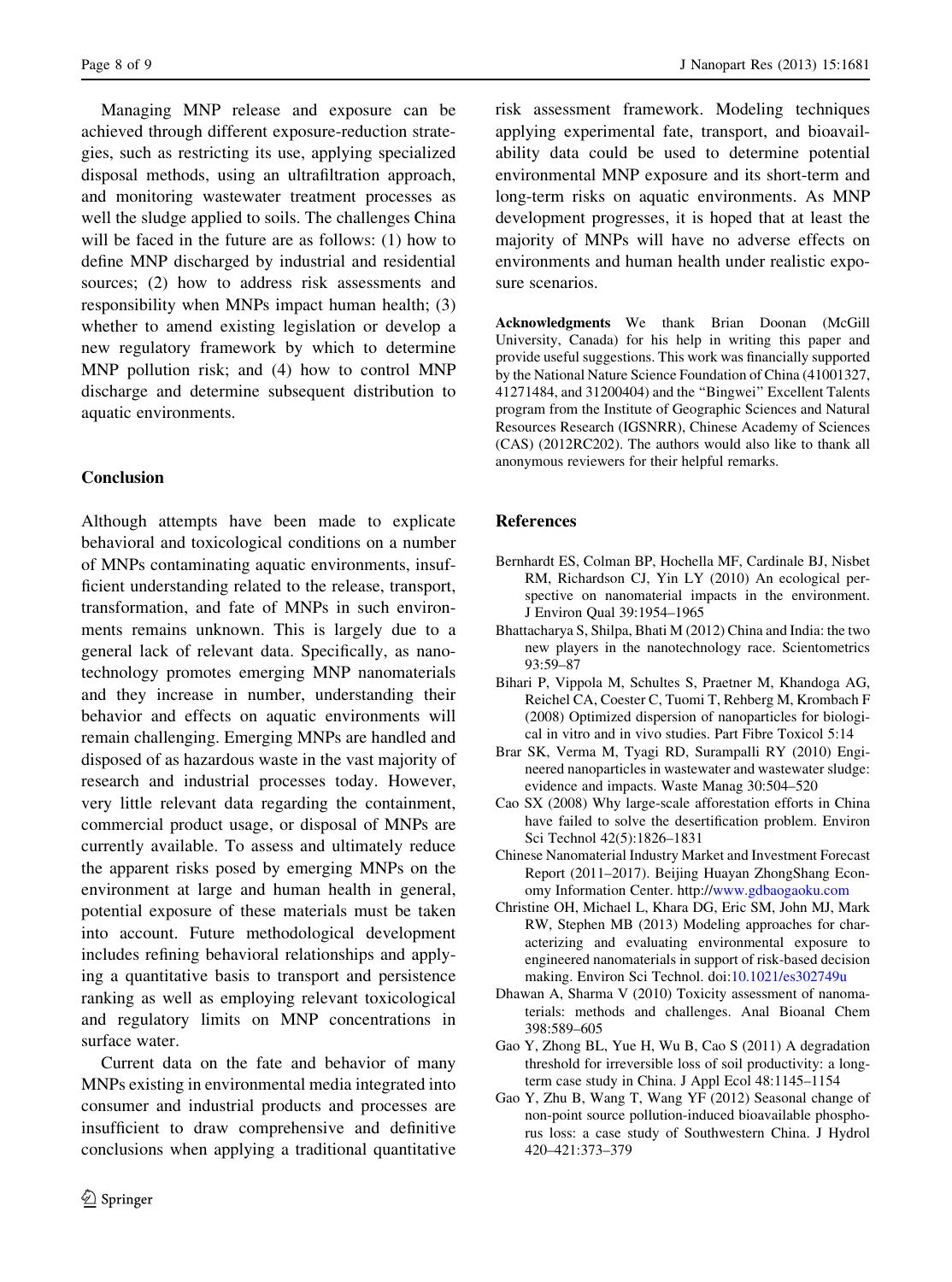Managing MNP release and exposure can be achieved through different exposure-reduction strategies, such as restricting its use, applying specialized disposal methods, using an ultrafiltration approach, and monitoring wastewater treatment processes as well the sludge applied to soils. The challenges China will be faced in the future are as follows: (1) how to define MNP discharged by industrial and residential sources; (2) how to address risk assessments and responsibility when MNPs impact human health; (3) whether to amend existing legislation or develop a new regulatory framework by which to determine MNP pollution risk; and (4) how to control MNP discharge and determine subsequent distribution to aquatic environments.

## Conclusion

Although attempts have been made to explicate behavioral and toxicological conditions on a number of MNPs contaminating aquatic environments, insufficient understanding related to the release, transport, transformation, and fate of MNPs in such environments remains unknown. This is largely due to a general lack of relevant data. Specifically, as nanotechnology promotes emerging MNP nanomaterials and they increase in number, understanding their behavior and effects on aquatic environments will remain challenging. Emerging MNPs are handled and disposed of as hazardous waste in the vast majority of research and industrial processes today. However, very little relevant data regarding the containment, commercial product usage, or disposal of MNPs are currently available. To assess and ultimately reduce the apparent risks posed by emerging MNPs on the environment at large and human health in general, potential exposure of these materials must be taken into account. Future methodological development includes refining behavioral relationships and applying a quantitative basis to transport and persistence ranking as well as employing relevant toxicological and regulatory limits on MNP concentrations in surface water.

Current data on the fate and behavior of many MNPs existing in environmental media integrated into consumer and industrial products and processes are insufficient to draw comprehensive and definitive conclusions when applying a traditional quantitative risk assessment framework. Modeling techniques applying experimental fate, transport, and bioavailability data could be used to determine potential environmental MNP exposure and its short-term and long-term risks on aquatic environments. As MNP development progresses, it is hoped that at least the majority of MNPs will have no adverse effects on environments and human health under realistic exposure scenarios.

**Acknowledgments** We thank Brian Doonan (McGill University, Canada) for his help in writing this paper and provide useful suggestions. This work was financially supported by the National Nature Science Foundation of China (41001327, 41271484, and 31200404) and the "Bingwei" Excellent Talents program from the Institute of Geographic Sciences and Natural Resources Research (IGSNRR), Chinese Academy of Sciences (CAS) (2012RC202). The authors would also like to thank all anonymous reviewers for their helpful remarks.

## References

Bernhardt ES, Colman BP, Hochella MF, Cardinale BJ, Nisbet RM, Richardson CJ, Yin LY (2010) An ecological perspective on nanomaterial impacts in the environment. J Environ Qual 39:1954–1965

Bhattacharya S, Shilpa, Bhati M (2012) China and India: the two new players in the nanotechnology race. Scientometrics 93:59–87

Bihari P, Vippola M, Schultes S, Praetner M, Khandoga AG, Reichel CA, Coester C, Tuomi T, Rehberg M, Krombach F (2008) Optimized dispersion of nanoparticles for biological in vitro and in vivo studies. Part Fibre Toxicol 5:14

Brar SK, Verma M, Tyagi RD, Surampalli RY (2010) Engineered nanoparticles in wastewater and wastewater sludge: evidence and impacts. Waste Manag 30:504–520

Cao SX (2008) Why large-scale afforestation efforts in China have failed to solve the desertification problem. Environ Sci Technol 42(5):1826–1831

Chinese Nanomaterial Industry Market and Investment Forecast Report (2011–2017). Beijing Huayan ZhongShang Economy Information Center. http://www.gdbaogaoku.com

Christine OH, Michael L, Khara DG, Eric SM, John MJ, Mark RW, Stephen MB (2013) Modeling approaches for characterizing and evaluating environmental exposure to engineered nanomaterials in support of risk-based decision making. Environ Sci Technol. doi:10.1021/es302749u

Dhawan A, Sharma V (2010) Toxicity assessment of nanomaterials: methods and challenges. Anal Bioanal Chem 398:589–605

Gao Y, Zhong BL, Yue H, Wu B, Cao S (2011) A degradation threshold for irreversible loss of soil productivity: a long-term case study in China. J Appl Ecol 48:1145–1154

Gao Y, Zhu B, Wang T, Wang YF (2012) Seasonal change of non-point source pollution-induced bioavailable phosphorus loss: a case study of Southwestern China. J Hydrol 420–421:373–379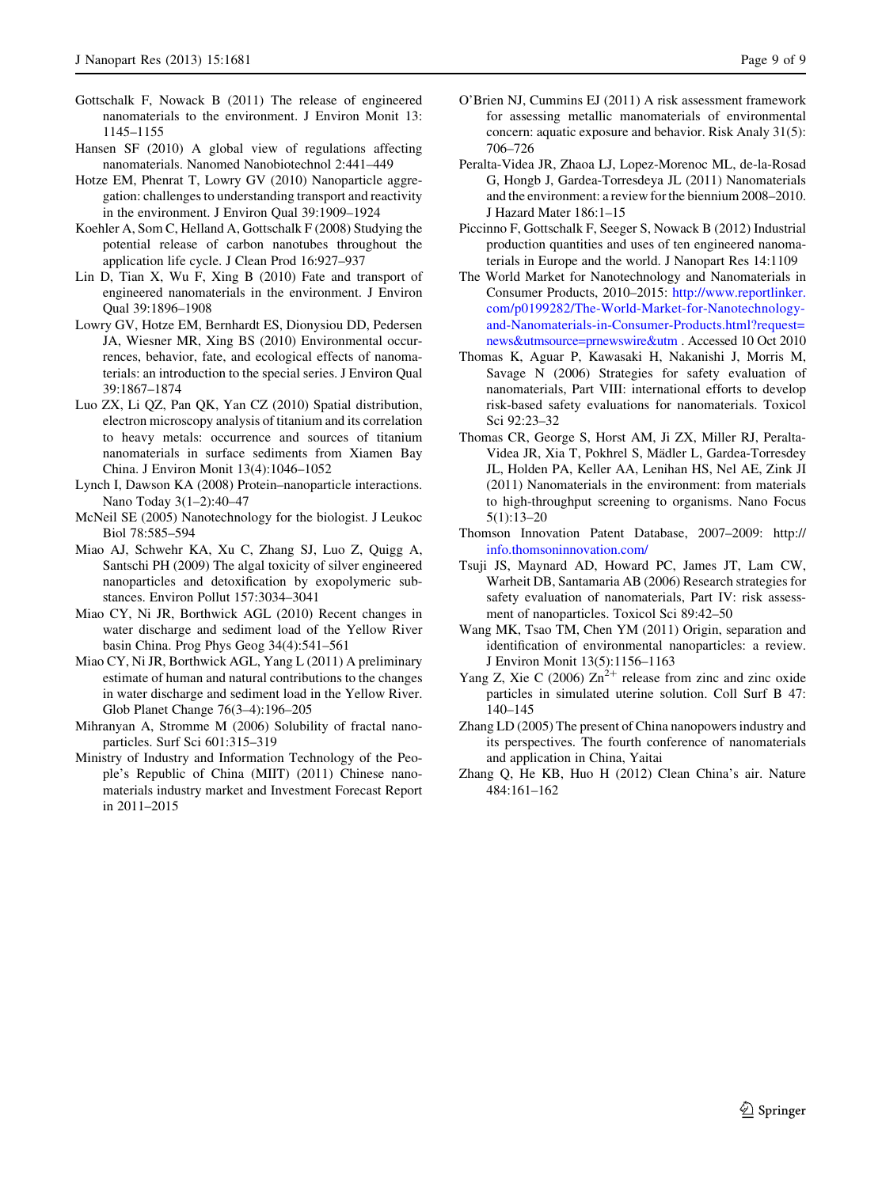Gottschalk F, Nowack B (2011) The release of engineered nanomaterials to the environment. J Environ Monit 13: 1145–1155

Hansen SF (2010) A global view of regulations affecting nanomaterials. Nanomed Nanobiotechnol 2:441–449

Hotze EM, Phenrat T, Lowry GV (2010) Nanoparticle aggregation: challenges to understanding transport and reactivity in the environment. J Environ Qual 39:1909–1924

Koehler A, Som C, Helland A, Gottschalk F (2008) Studying the potential release of carbon nanotubes throughout the application life cycle. J Clean Prod 16:927–937

Lin D, Tian X, Wu F, Xing B (2010) Fate and transport of engineered nanomaterials in the environment. J Environ Qual 39:1896–1908

Lowry GV, Hotze EM, Bernhardt ES, Dionysiou DD, Pedersen JA, Wiesner MR, Xing BS (2010) Environmental occurrences, behavior, fate, and ecological effects of nanomaterials: an introduction to the special series. J Environ Qual 39:1867–1874

Luo ZX, Li QZ, Pan QK, Yan CZ (2010) Spatial distribution, electron microscopy analysis of titanium and its correlation to heavy metals: occurrence and sources of titanium nanomaterials in surface sediments from Xiamen Bay China. J Environ Monit 13(4):1046–1052

Lynch I, Dawson KA (2008) Protein–nanoparticle interactions. Nano Today 3(1–2):40–47

McNeil SE (2005) Nanotechnology for the biologist. J Leukoc Biol 78:585–594

Miao AJ, Schwehr KA, Xu C, Zhang SJ, Luo Z, Quigg A, Santschi PH (2009) The algal toxicity of silver engineered nanoparticles and detoxification by exopolymeric substances. Environ Pollut 157:3034–3041

Miao CY, Ni JR, Borthwick AGL (2010) Recent changes in water discharge and sediment load of the Yellow River basin China. Prog Phys Geog 34(4):541–561

Miao CY, Ni JR, Borthwick AGL, Yang L (2011) A preliminary estimate of human and natural contributions to the changes in water discharge and sediment load in the Yellow River. Glob Planet Change 76(3–4):196–205

Mihranyan A, Stromme M (2006) Solubility of fractal nanoparticles. Surf Sci 601:315–319

Ministry of Industry and Information Technology of the People's Republic of China (MIIT) (2011) Chinese nanomaterials industry market and Investment Forecast Report in 2011–2015

O'Brien NJ, Cummins EJ (2011) A risk assessment framework for assessing metallic manomaterials of environmental concern: aquatic exposure and behavior. Risk Analy 31(5): 706–726

Peralta-Videa JR, Zhaoa LJ, Lopez-Morenoc ML, de-la-Rosad G, Hongb J, Gardea-Torresdeya JL (2011) Nanomaterials and the environment: a review for the biennium 2008–2010. J Hazard Mater 186:1–15

Piccinno F, Gottschalk F, Seeger S, Nowack B (2012) Industrial production quantities and uses of ten engineered nanomaterials in Europe and the world. J Nanopart Res 14:1109

The World Market for Nanotechnology and Nanomaterials in Consumer Products, 2010–2015: http://www.reportlinker.com/p0199282/The-World-Market-for-Nanotechnology-and-Nanomaterials-in-Consumer-Products.html?request=news&utmsource=prnewswire&utm . Accessed 10 Oct 2010

Thomas K, Aguar P, Kawasaki H, Nakanishi J, Morris M, Savage N (2006) Strategies for safety evaluation of nanomaterials, Part VIII: international efforts to develop risk-based safety evaluations for nanomaterials. Toxicol Sci 92:23–32

Thomas CR, George S, Horst AM, Ji ZX, Miller RJ, Peralta-Videa JR, Xia T, Pokhrel S, Mädler L, Gardea-Torresdey JL, Holden PA, Keller AA, Lenihan HS, Nel AE, Zink JI (2011) Nanomaterials in the environment: from materials to high-throughput screening to organisms. Nano Focus 5(1):13–20

Thomson Innovation Patent Database, 2007–2009: http://info.thomsoninnovation.com/

Tsuji JS, Maynard AD, Howard PC, James JT, Lam CW, Warheit DB, Santamaria AB (2006) Research strategies for safety evaluation of nanomaterials, Part IV: risk assessment of nanoparticles. Toxicol Sci 89:42–50

Wang MK, Tsao TM, Chen YM (2011) Origin, separation and identification of environmental nanoparticles: a review. J Environ Monit 13(5):1156–1163

Yang Z, Xie C (2006) $Zn^{2+}$ release from zinc and zinc oxide particles in simulated uterine solution. Coll Surf B 47: 140–145

Zhang LD (2005) The present of China nanopowers industry and its perspectives. The fourth conference of nanomaterials and application in China, Yaitai

Zhang Q, He KB, Huo H (2012) Clean China's air. Nature 484:161–162